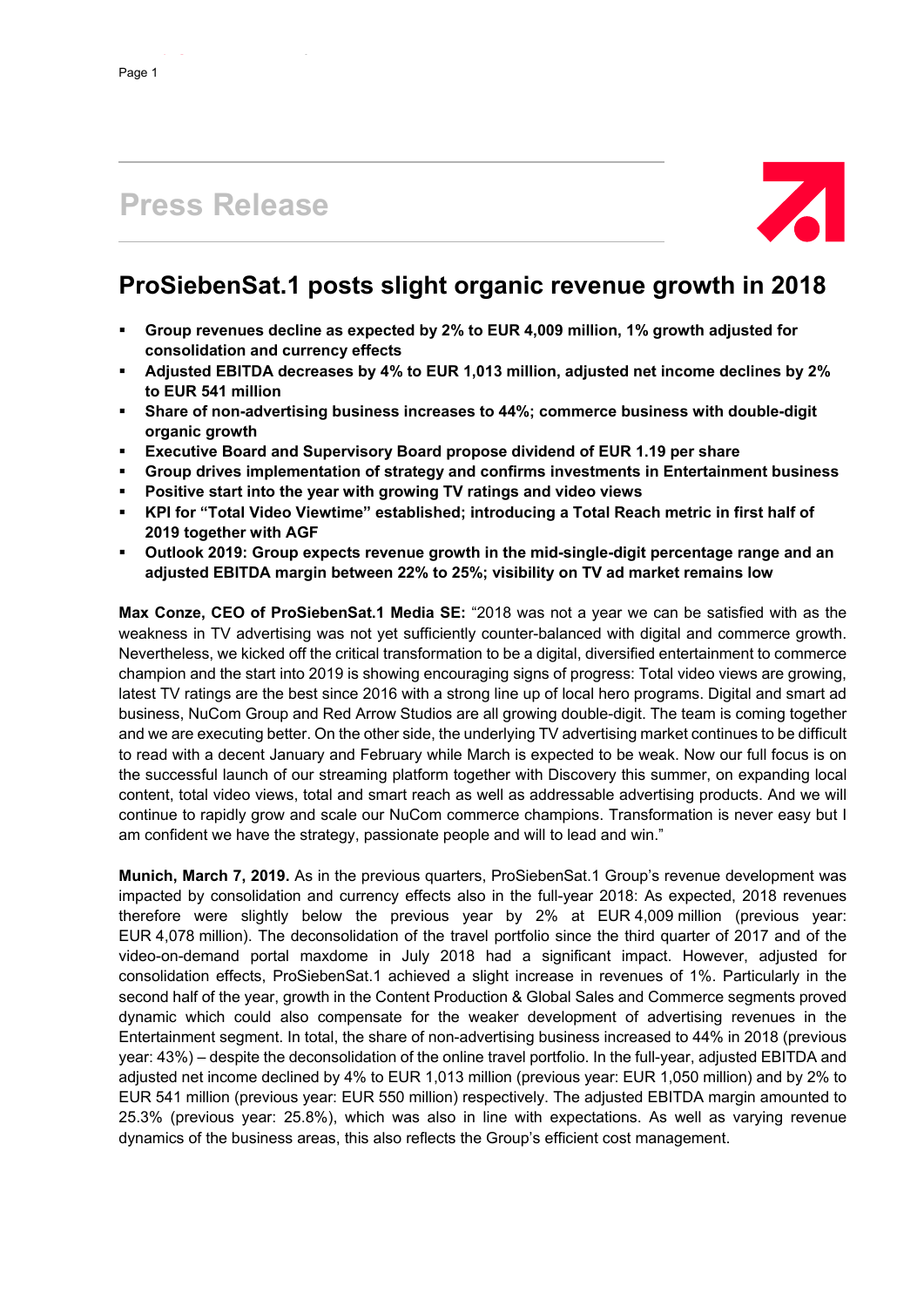# Press Release

## ProSiebenSat.1 posts slight organic revenue growth in 2018

- **Group revenues decline as expected by 2% to EUR 4,009 million, 1% growth adjusted for consolidation and currency effects**
- **Adjusted EBITDA decreases by 4% to EUR 1,013 million, adjusted net income declines by 2% to EUR 541 million**
- **Share of non-advertising business increases to 44%; commerce business with double-digit organic growth**
- **Executive Board and Supervisory Board propose dividend of EUR 1.19 per share**
- **Group drives implementation of strategy and confirms investments in Entertainment business**
- **Positive start into the year with growing TV ratings and video views**
- **KPI for "Total Video Viewtime" established; introducing a Total Reach metric in first half of 2019 together with AGF**
- **Outlook 2019: Group expects revenue growth in the mid-single-digit percentage range and an adjusted EBITDA margin between 22% to 25%; visibility on TV ad market remains low**

**Max Conze, CEO of ProSiebenSat.1 Media SE:** "2018 was not a year we can be satisfied with as the weakness in TV advertising was not yet sufficiently counter-balanced with digital and commerce growth. Nevertheless, we kicked off the critical transformation to be a digital, diversified entertainment to commerce champion and the start into 2019 is showing encouraging signs of progress: Total video views are growing, latest TV ratings are the best since 2016 with a strong line up of local hero programs. Digital and smart ad business, NuCom Group and Red Arrow Studios are all growing double-digit. The team is coming together and we are executing better. On the other side, the underlying TV advertising market continues to be difficult to read with a decent January and February while March is expected to be weak. Now our full focus is on the successful launch of our streaming platform together with Discovery this summer, on expanding local content, total video views, total and smart reach as well as addressable advertising products. And we will continue to rapidly grow and scale our NuCom commerce champions. Transformation is never easy but I am confident we have the strategy, passionate people and will to lead and win."

**Munich, March 7, 2019.** As in the previous quarters, ProSiebenSat.1 Group's revenue development was impacted by consolidation and currency effects also in the full-year 2018: As expected, 2018 revenues therefore were slightly below the previous year by 2% at EUR 4,009 million (previous year: EUR 4,078 million). The deconsolidation of the travel portfolio since the third quarter of 2017 and of the video-on-demand portal maxdome in July 2018 had a significant impact. However, adjusted for consolidation effects, ProSiebenSat.1 achieved a slight increase in revenues of 1%. Particularly in the second half of the year, growth in the Content Production & Global Sales and Commerce segments proved dynamic which could also compensate for the weaker development of advertising revenues in the Entertainment segment. In total, the share of non-advertising business increased to 44% in 2018 (previous year: 43%) – despite the deconsolidation of the online travel portfolio. In the full-year, adjusted EBITDA and adjusted net income declined by 4% to EUR 1,013 million (previous year: EUR 1,050 million) and by 2% to EUR 541 million (previous year: EUR 550 million) respectively. The adjusted EBITDA margin amounted to 25.3% (previous year: 25.8%), which was also in line with expectations. As well as varying revenue dynamics of the business areas, this also reflects the Group's efficient cost management.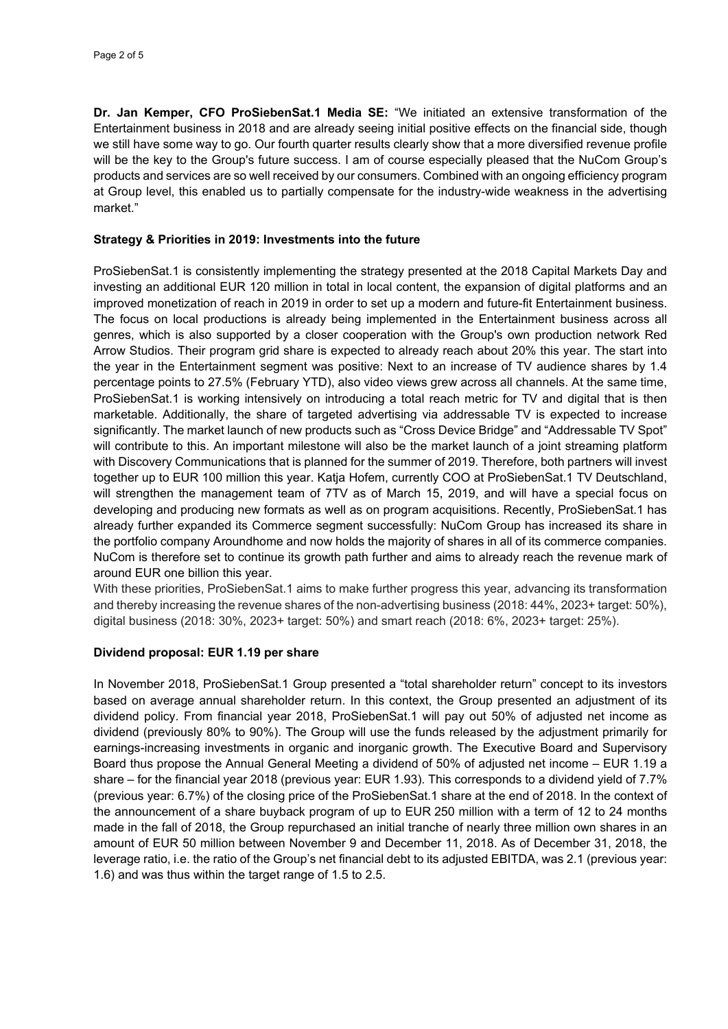**Dr. Jan Kemper, CFO ProSiebenSat.1 Media SE:** "We initiated an extensive transformation of the Entertainment business in 2018 and are already seeing initial positive effects on the financial side, though we still have some way to go. Our fourth quarter results clearly show that a more diversified revenue profile will be the key to the Group's future success. I am of course especially pleased that the NuCom Group's products and services are so well received by our consumers. Combined with an ongoing efficiency program at Group level, this enabled us to partially compensate for the industry-wide weakness in the advertising market."

**Strategy & Priorities in 2019: Investments into the future**

ProSiebenSat.1 is consistently implementing the strategy presented at the 2018 Capital Markets Day and investing an additional EUR 120 million in total in local content, the expansion of digital platforms and an improved monetization of reach in 2019 in order to set up a modern and future-fit Entertainment business. The focus on local productions is already being implemented in the Entertainment business across all genres, which is also supported by a closer cooperation with the Group's own production network Red Arrow Studios. Their program grid share is expected to already reach about 20% this year. The start into the year in the Entertainment segment was positive: Next to an increase of TV audience shares by 1.4 percentage points to 27.5% (February YTD), also video views grew across all channels. At the same time, ProSiebenSat.1 is working intensively on introducing a total reach metric for TV and digital that is then marketable. Additionally, the share of targeted advertising via addressable TV is expected to increase significantly. The market launch of new products such as "Cross Device Bridge" and "Addressable TV Spot" will contribute to this. An important milestone will also be the market launch of a joint streaming platform with Discovery Communications that is planned for the summer of 2019. Therefore, both partners will invest together up to EUR 100 million this year. Katja Hofem, currently COO at ProSiebenSat.1 TV Deutschland, will strengthen the management team of 7TV as of March 15, 2019, and will have a special focus on developing and producing new formats as well as on program acquisitions. Recently, ProSiebenSat.1 has already further expanded its Commerce segment successfully: NuCom Group has increased its share in the portfolio company Aroundhome and now holds the majority of shares in all of its commerce companies. NuCom is therefore set to continue its growth path further and aims to already reach the revenue mark of around EUR one billion this year.

With these priorities, ProSiebenSat.1 aims to make further progress this year, advancing its transformation and thereby increasing the revenue shares of the non-advertising business (2018: 44%, 2023+ target: 50%), digital business (2018: 30%, 2023+ target: 50%) and smart reach (2018: 6%, 2023+ target: 25%).

**Dividend proposal: EUR 1.19 per share**

In November 2018, ProSiebenSat.1 Group presented a "total shareholder return" concept to its investors based on average annual shareholder return. In this context, the Group presented an adjustment of its dividend policy. From financial year 2018, ProSiebenSat.1 will pay out 50% of adjusted net income as dividend (previously 80% to 90%). The Group will use the funds released by the adjustment primarily for earnings-increasing investments in organic and inorganic growth. The Executive Board and Supervisory Board thus propose the Annual General Meeting a dividend of 50% of adjusted net income – EUR 1.19 a share – for the financial year 2018 (previous year: EUR 1.93). This corresponds to a dividend yield of 7.7% (previous year: 6.7%) of the closing price of the ProSiebenSat.1 share at the end of 2018. In the context of the announcement of a share buyback program of up to EUR 250 million with a term of 12 to 24 months made in the fall of 2018, the Group repurchased an initial tranche of nearly three million own shares in an amount of EUR 50 million between November 9 and December 11, 2018. As of December 31, 2018, the leverage ratio, i.e. the ratio of the Group's net financial debt to its adjusted EBITDA, was 2.1 (previous year: 1.6) and was thus within the target range of 1.5 to 2.5.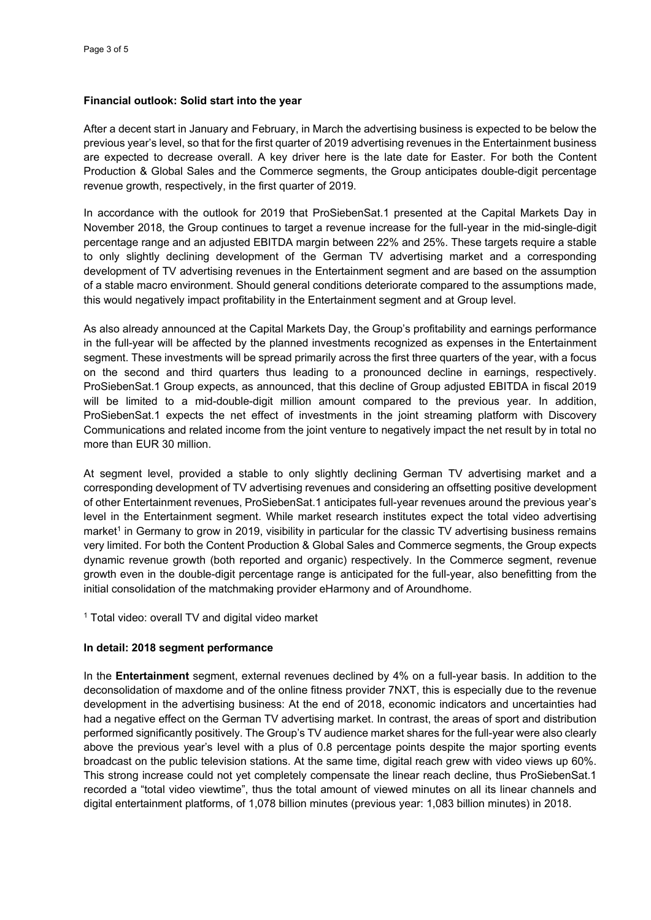**Financial outlook: Solid start into the year**

After a decent start in January and February, in March the advertising business is expected to be below the previous year's level, so that for the first quarter of 2019 advertising revenues in the Entertainment business are expected to decrease overall. A key driver here is the late date for Easter. For both the Content Production & Global Sales and the Commerce segments, the Group anticipates double-digit percentage revenue growth, respectively, in the first quarter of 2019.

In accordance with the outlook for 2019 that ProSiebenSat.1 presented at the Capital Markets Day in November 2018, the Group continues to target a revenue increase for the full-year in the mid-single-digit percentage range and an adjusted EBITDA margin between 22% and 25%. These targets require a stable to only slightly declining development of the German TV advertising market and a corresponding development of TV advertising revenues in the Entertainment segment and are based on the assumption of a stable macro environment. Should general conditions deteriorate compared to the assumptions made, this would negatively impact profitability in the Entertainment segment and at Group level.

As also already announced at the Capital Markets Day, the Group's profitability and earnings performance in the full-year will be affected by the planned investments recognized as expenses in the Entertainment segment. These investments will be spread primarily across the first three quarters of the year, with a focus on the second and third quarters thus leading to a pronounced decline in earnings, respectively. ProSiebenSat.1 Group expects, as announced, that this decline of Group adjusted EBITDA in fiscal 2019 will be limited to a mid-double-digit million amount compared to the previous year. In addition, ProSiebenSat.1 expects the net effect of investments in the joint streaming platform with Discovery Communications and related income from the joint venture to negatively impact the net result by in total no more than EUR 30 million.

At segment level, provided a stable to only slightly declining German TV advertising market and a corresponding development of TV advertising revenues and considering an offsetting positive development of other Entertainment revenues, ProSiebenSat.1 anticipates full-year revenues around the previous year's level in the Entertainment segment. While market research institutes expect the total video advertising market[1] in Germany to grow in 2019, visibility in particular for the classic TV advertising business remains very limited. For both the Content Production & Global Sales and Commerce segments, the Group expects dynamic revenue growth (both reported and organic) respectively. In the Commerce segment, revenue growth even in the double-digit percentage range is anticipated for the full-year, also benefitting from the initial consolidation of the matchmaking provider eHarmony and of Aroundhome.

[1] Total video: overall TV and digital video market

**In detail: 2018 segment performance**

In the **Entertainment** segment, external revenues declined by 4% on a full-year basis. In addition to the deconsolidation of maxdome and of the online fitness provider 7NXT, this is especially due to the revenue development in the advertising business: At the end of 2018, economic indicators and uncertainties had had a negative effect on the German TV advertising market. In contrast, the areas of sport and distribution performed significantly positively. The Group's TV audience market shares for the full-year were also clearly above the previous year's level with a plus of 0.8 percentage points despite the major sporting events broadcast on the public television stations. At the same time, digital reach grew with video views up 60%. This strong increase could not yet completely compensate the linear reach decline, thus ProSiebenSat.1 recorded a "total video viewtime", thus the total amount of viewed minutes on all its linear channels and digital entertainment platforms, of 1,078 billion minutes (previous year: 1,083 billion minutes) in 2018.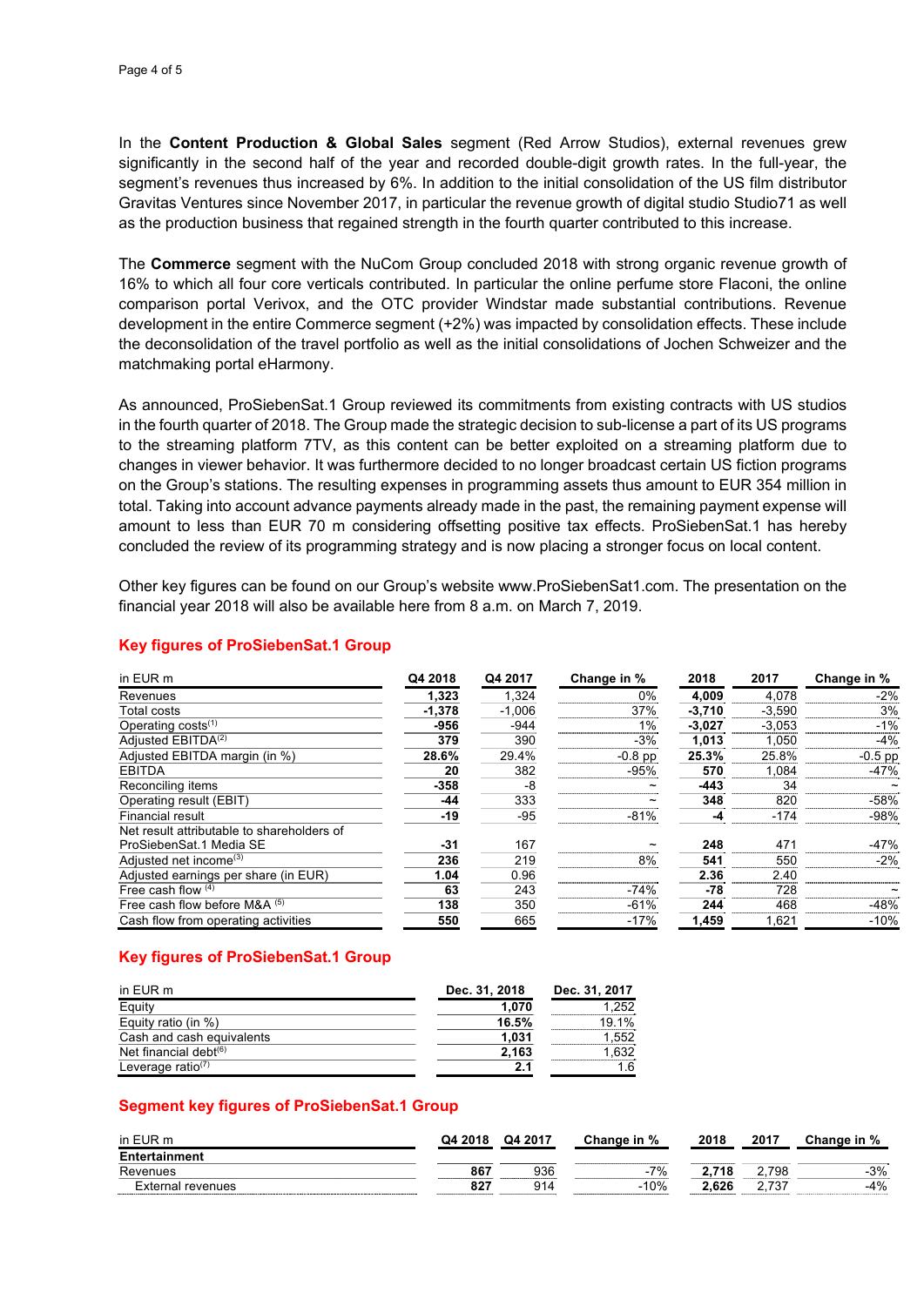In the **Content Production & Global Sales** segment (Red Arrow Studios), external revenues grew significantly in the second half of the year and recorded double-digit growth rates. In the full-year, the segment's revenues thus increased by 6%. In addition to the initial consolidation of the US film distributor Gravitas Ventures since November 2017, in particular the revenue growth of digital studio Studio71 as well as the production business that regained strength in the fourth quarter contributed to this increase.

The **Commerce** segment with the NuCom Group concluded 2018 with strong organic revenue growth of 16% to which all four core verticals contributed. In particular the online perfume store Flaconi, the online comparison portal Verivox, and the OTC provider Windstar made substantial contributions. Revenue development in the entire Commerce segment (+2%) was impacted by consolidation effects. These include the deconsolidation of the travel portfolio as well as the initial consolidations of Jochen Schweizer and the matchmaking portal eHarmony.

As announced, ProSiebenSat.1 Group reviewed its commitments from existing contracts with US studios in the fourth quarter of 2018. The Group made the strategic decision to sub-license a part of its US programs to the streaming platform 7TV, as this content can be better exploited on a streaming platform due to changes in viewer behavior. It was furthermore decided to no longer broadcast certain US fiction programs on the Group's stations. The resulting expenses in programming assets thus amount to EUR 354 million in total. Taking into account advance payments already made in the past, the remaining payment expense will amount to less than EUR 70 m considering offsetting positive tax effects. ProSiebenSat.1 has hereby concluded the review of its programming strategy and is now placing a stronger focus on local content.

Other key figures can be found on our Group's website www.ProSiebenSat1.com. The presentation on the financial year 2018 will also be available here from 8 a.m. on March 7, 2019.

## Key figures of ProSiebenSat.1 Group

| in EUR m | Q4 2018 | Q4 2017 | Change in % | 2018 | 2017 | Change in % |
|---|---|---|---|---|---|---|
| Revenues | **1,323** | 1,324 | 0% | **4,009** | 4,078 | -2% |
| Total costs | **-1,378** | -1,006 | 37% | **-3,710** | -3,590 | 3% |
| Operating costs[1] | **-956** | -944 | 1% | **-3,027** | -3,053 | -1% |
| Adjusted EBITDA[2] | **379** | 390 | -3% | **1,013** | 1,050 | -4% |
| Adjusted EBITDA margin (in %) | **28.6%** | 29.4% | -0.8 pp | **25.3%** | 25.8% | -0.5 pp |
| EBITDA | **20** | 382 | -95% | **570** | 1,084 | -47% |
| Reconciling items | **-358** | -8 | ~ | **-443** | 34 | ~ |
| Operating result (EBIT) | **-44** | 333 | ~ | **348** | 820 | -58% |
| Financial result | **-19** | -95 | -81% | **-4** | -174 | -98% |
| Net result attributable to shareholders of ProSiebenSat.1 Media SE | **-31** | 167 | ~ | **248** | 471 | -47% |
| Adjusted net income[3] | **236** | 219 | 8% | **541** | 550 | -2% |
| Adjusted earnings per share (in EUR) | **1.04** | 0.96 | | **2.36** | 2.40 | |
| Free cash flow [4] | **63** | 243 | -74% | **-78** | 728 | ~ |
| Free cash flow before M&A [5] | **138** | 350 | -61% | **244** | 468 | -48% |
| Cash flow from operating activities | **550** | 665 | -17% | **1,459** | 1,621 | -10% |

## Key figures of ProSiebenSat.1 Group

| in EUR m | Dec. 31, 2018 | Dec. 31, 2017 |
|---|---|---|
| Equity | **1,070** | 1,252 |
| Equity ratio (in %) | **16.5%** | 19.1% |
| Cash and cash equivalents | **1,031** | 1,552 |
| Net financial debt[6] | **2,163** | 1,632 |
| Leverage ratio[7] | **2.1** | 1.6 |

## Segment key figures of ProSiebenSat.1 Group

| in EUR m | Q4 2018 | Q4 2017 | Change in % | 2018 | 2017 | Change in % |
|---|---|---|---|---|---|---|
| **Entertainment** | | | | | | |
| Revenues | **867** | 936 | -7% | **2,718** | 2,798 | -3% |
| External revenues | **827** | 914 | -10% | **2,626** | 2,737 | -4% |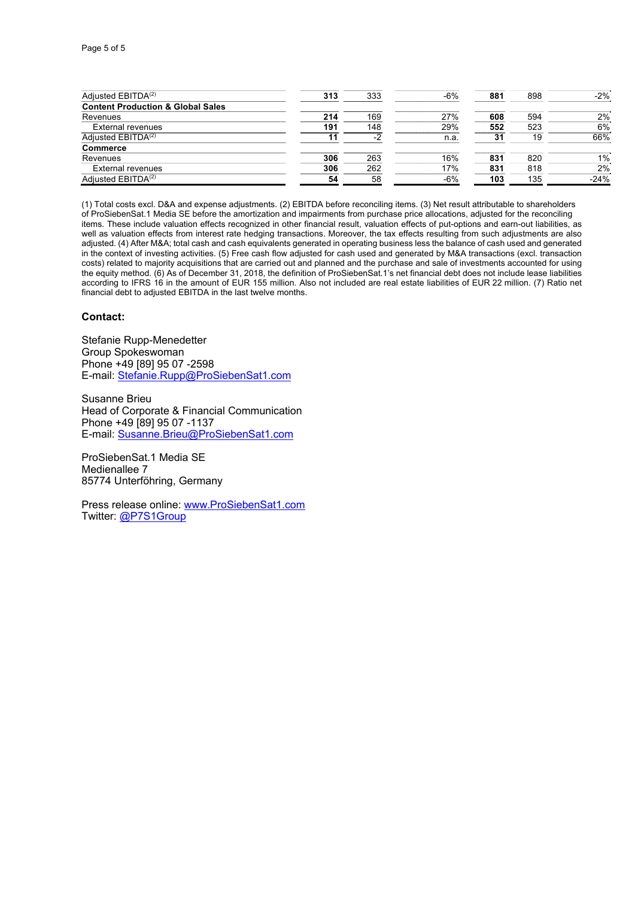| | | | | | | |
|---|---|---|---|---|---|---|
| Adjusted EBITDA(2) | **313** | 333 | -6% | **881** | 898 | -2% |
| **Content Production & Global Sales** | | | | | | |
| Revenues | **214** | 169 | 27% | **608** | 594 | 2% |
| External revenues | **191** | 148 | 29% | **552** | 523 | 6% |
| Adjusted EBITDA(2) | **11** | -2 | n.a. | **31** | 19 | 66% |
| **Commerce** | | | | | | |
| Revenues | **306** | 263 | 16% | **831** | 820 | 1% |
| External revenues | **306** | 262 | 17% | **831** | 818 | 2% |
| Adjusted EBITDA(2) | **54** | 58 | -6% | **103** | 135 | -24% |

(1) Total costs excl. D&A and expense adjustments. (2) EBITDA before reconciling items. (3) Net result attributable to shareholders of ProSiebenSat.1 Media SE before the amortization and impairments from purchase price allocations, adjusted for the reconciling items. These include valuation effects recognized in other financial result, valuation effects of put-options and earn-out liabilities, as well as valuation effects from interest rate hedging transactions. Moreover, the tax effects resulting from such adjustments are also adjusted. (4) After M&A; total cash and cash equivalents generated in operating business less the balance of cash used and generated in the context of investing activities. (5) Free cash flow adjusted for cash used and generated by M&A transactions (excl. transaction costs) related to majority acquisitions that are carried out and planned and the purchase and sale of investments accounted for using the equity method. (6) As of December 31, 2018, the definition of ProSiebenSat.1's net financial debt does not include lease liabilities according to IFRS 16 in the amount of EUR 155 million. Also not included are real estate liabilities of EUR 22 million. (7) Ratio net financial debt to adjusted EBITDA in the last twelve months.

**Contact:**

Stefanie Rupp-Menedetter
Group Spokeswoman
Phone +49 [89] 95 07 -2598
E-mail: Stefanie.Rupp@ProSiebenSat1.com

Susanne Brieu
Head of Corporate & Financial Communication
Phone +49 [89] 95 07 -1137
E-mail: Susanne.Brieu@ProSiebenSat1.com

ProSiebenSat.1 Media SE
Medienallee 7
85774 Unterföhring, Germany

Press release online: www.ProSiebenSat1.com
Twitter: @P7S1Group